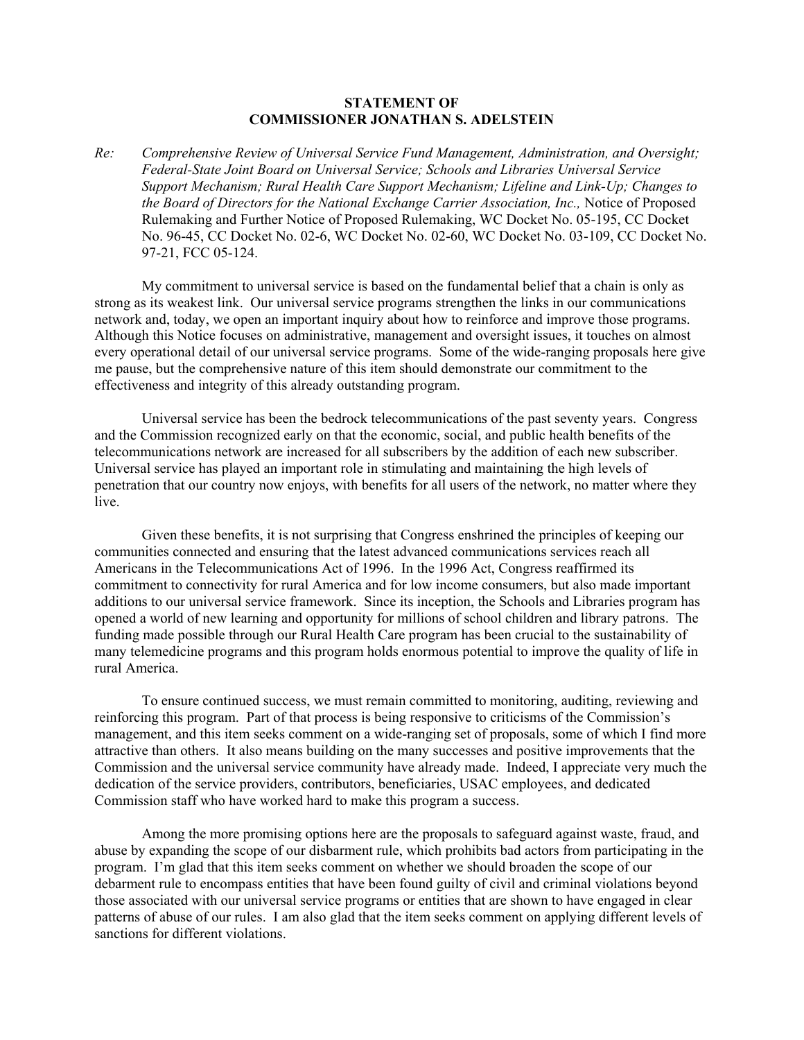**STATEMENT OF**
**COMMISSIONER JONATHAN S. ADELSTEIN**

*Re: Comprehensive Review of Universal Service Fund Management, Administration, and Oversight; Federal-State Joint Board on Universal Service; Schools and Libraries Universal Service Support Mechanism; Rural Health Care Support Mechanism; Lifeline and Link-Up; Changes to the Board of Directors for the National Exchange Carrier Association, Inc.,* Notice of Proposed Rulemaking and Further Notice of Proposed Rulemaking, WC Docket No. 05-195, CC Docket No. 96-45, CC Docket No. 02-6, WC Docket No. 02-60, WC Docket No. 03-109, CC Docket No. 97-21, FCC 05-124.

My commitment to universal service is based on the fundamental belief that a chain is only as strong as its weakest link. Our universal service programs strengthen the links in our communications network and, today, we open an important inquiry about how to reinforce and improve those programs. Although this Notice focuses on administrative, management and oversight issues, it touches on almost every operational detail of our universal service programs. Some of the wide-ranging proposals here give me pause, but the comprehensive nature of this item should demonstrate our commitment to the effectiveness and integrity of this already outstanding program.

Universal service has been the bedrock telecommunications of the past seventy years. Congress and the Commission recognized early on that the economic, social, and public health benefits of the telecommunications network are increased for all subscribers by the addition of each new subscriber. Universal service has played an important role in stimulating and maintaining the high levels of penetration that our country now enjoys, with benefits for all users of the network, no matter where they live.

Given these benefits, it is not surprising that Congress enshrined the principles of keeping our communities connected and ensuring that the latest advanced communications services reach all Americans in the Telecommunications Act of 1996. In the 1996 Act, Congress reaffirmed its commitment to connectivity for rural America and for low income consumers, but also made important additions to our universal service framework. Since its inception, the Schools and Libraries program has opened a world of new learning and opportunity for millions of school children and library patrons. The funding made possible through our Rural Health Care program has been crucial to the sustainability of many telemedicine programs and this program holds enormous potential to improve the quality of life in rural America.

To ensure continued success, we must remain committed to monitoring, auditing, reviewing and reinforcing this program. Part of that process is being responsive to criticisms of the Commission's management, and this item seeks comment on a wide-ranging set of proposals, some of which I find more attractive than others. It also means building on the many successes and positive improvements that the Commission and the universal service community have already made. Indeed, I appreciate very much the dedication of the service providers, contributors, beneficiaries, USAC employees, and dedicated Commission staff who have worked hard to make this program a success.

Among the more promising options here are the proposals to safeguard against waste, fraud, and abuse by expanding the scope of our disbarment rule, which prohibits bad actors from participating in the program. I'm glad that this item seeks comment on whether we should broaden the scope of our debarment rule to encompass entities that have been found guilty of civil and criminal violations beyond those associated with our universal service programs or entities that are shown to have engaged in clear patterns of abuse of our rules. I am also glad that the item seeks comment on applying different levels of sanctions for different violations.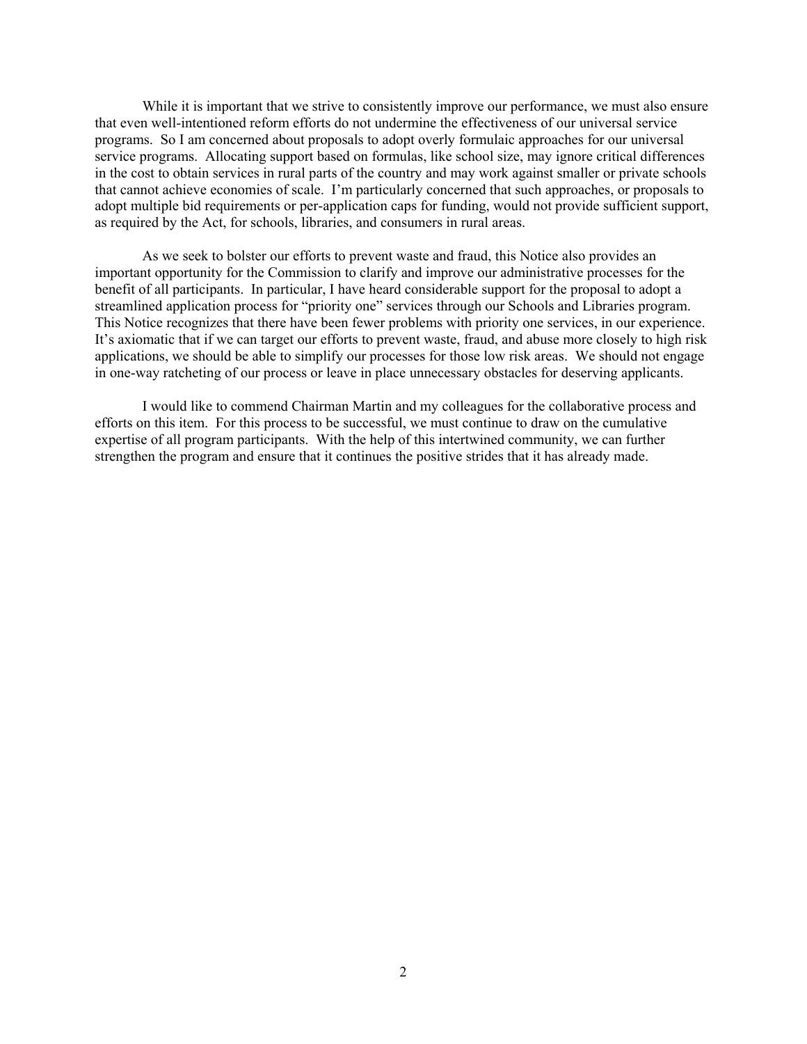While it is important that we strive to consistently improve our performance, we must also ensure that even well-intentioned reform efforts do not undermine the effectiveness of our universal service programs. So I am concerned about proposals to adopt overly formulaic approaches for our universal service programs. Allocating support based on formulas, like school size, may ignore critical differences in the cost to obtain services in rural parts of the country and may work against smaller or private schools that cannot achieve economies of scale. I'm particularly concerned that such approaches, or proposals to adopt multiple bid requirements or per-application caps for funding, would not provide sufficient support, as required by the Act, for schools, libraries, and consumers in rural areas.

As we seek to bolster our efforts to prevent waste and fraud, this Notice also provides an important opportunity for the Commission to clarify and improve our administrative processes for the benefit of all participants. In particular, I have heard considerable support for the proposal to adopt a streamlined application process for "priority one" services through our Schools and Libraries program. This Notice recognizes that there have been fewer problems with priority one services, in our experience. It's axiomatic that if we can target our efforts to prevent waste, fraud, and abuse more closely to high risk applications, we should be able to simplify our processes for those low risk areas. We should not engage in one-way ratcheting of our process or leave in place unnecessary obstacles for deserving applicants.

I would like to commend Chairman Martin and my colleagues for the collaborative process and efforts on this item. For this process to be successful, we must continue to draw on the cumulative expertise of all program participants. With the help of this intertwined community, we can further strengthen the program and ensure that it continues the positive strides that it has already made.